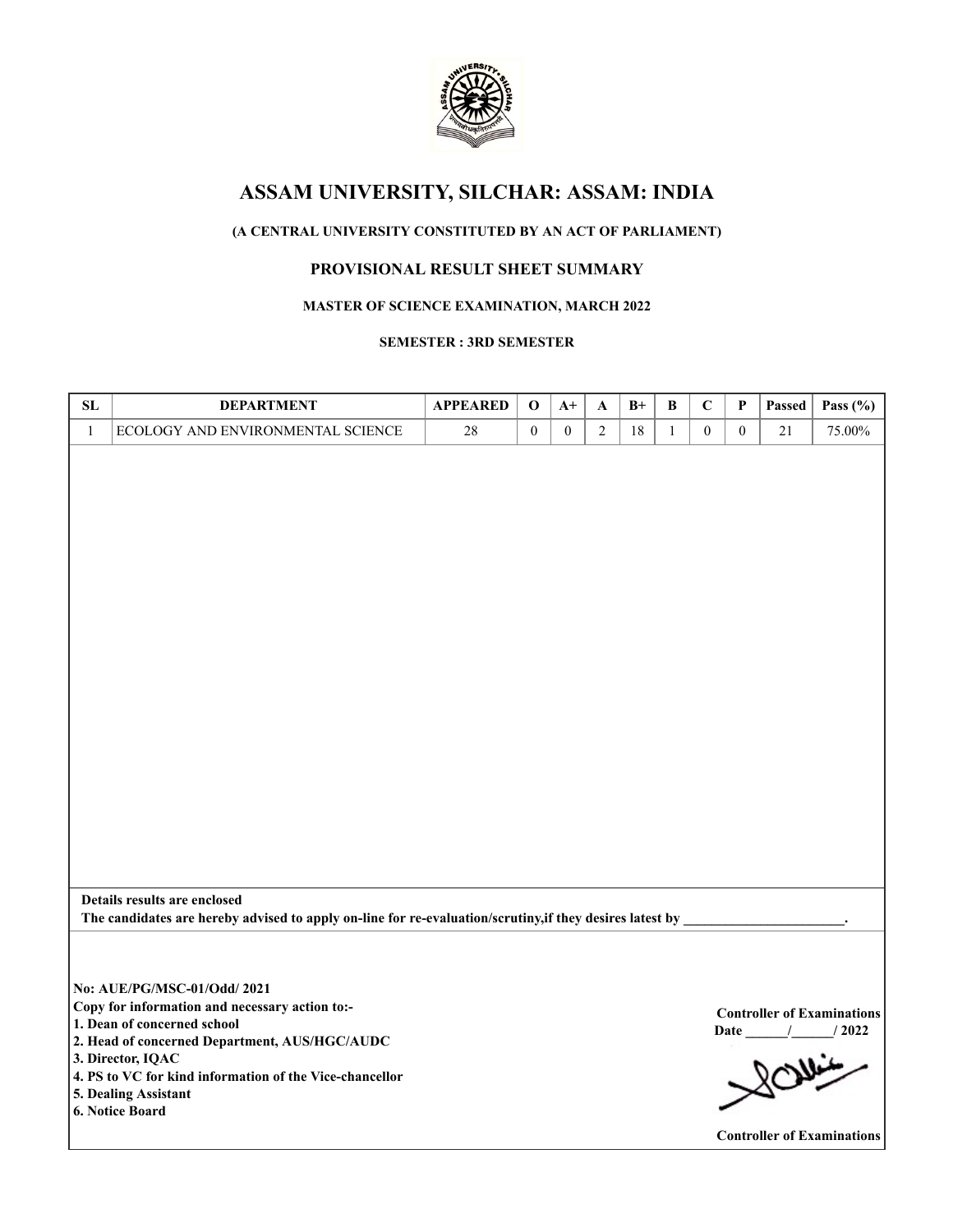# ASSAM UNIVERSITY, SILCHAR: ASSAM: INDIA

**(A CENTRAL UNIVERSITY CONSTITUTED BY AN ACT OF PARLIAMENT)**

## PROVISIONAL RESULT SHEET SUMMARY

**MASTER OF SCIENCE EXAMINATION, MARCH 2022**

**SEMESTER : 3RD SEMESTER**

| SL | DEPARTMENT | APPEARED | O | A+ | A | B+ | B | C | P | Passed | Pass (%) |
|---|---|---|---|---|---|---|---|---|---|---|---|
| 1 | ECOLOGY AND ENVIRONMENTAL SCIENCE | 28 | 0 | 0 | 2 | 18 | 1 | 0 | 0 | 21 | 75.00% |

**Details results are enclosed**

**The candidates are hereby advised to apply on-line for re-evaluation/scrutiny,if they desires latest by \_\_\_\_\_\_\_\_\_\_\_\_\_\_\_\_\_\_\_\_\_\_\_.**

**No: AUE/PG/MSC-01/Odd/ 2021**

**Copy for information and necessary action to:-**

**1. Dean of concerned school**

**2. Head of concerned Department, AUS/HGC/AUDC**

**3. Director, IQAC**

**4. PS to VC for kind information of the Vice-chancellor**

**5. Dealing Assistant**

**6. Notice Board**

**Controller of Examinations**

**Date \_\_\_\_\_\_/\_\_\_\_\_\_/ 2022**

**Controller of Examinations**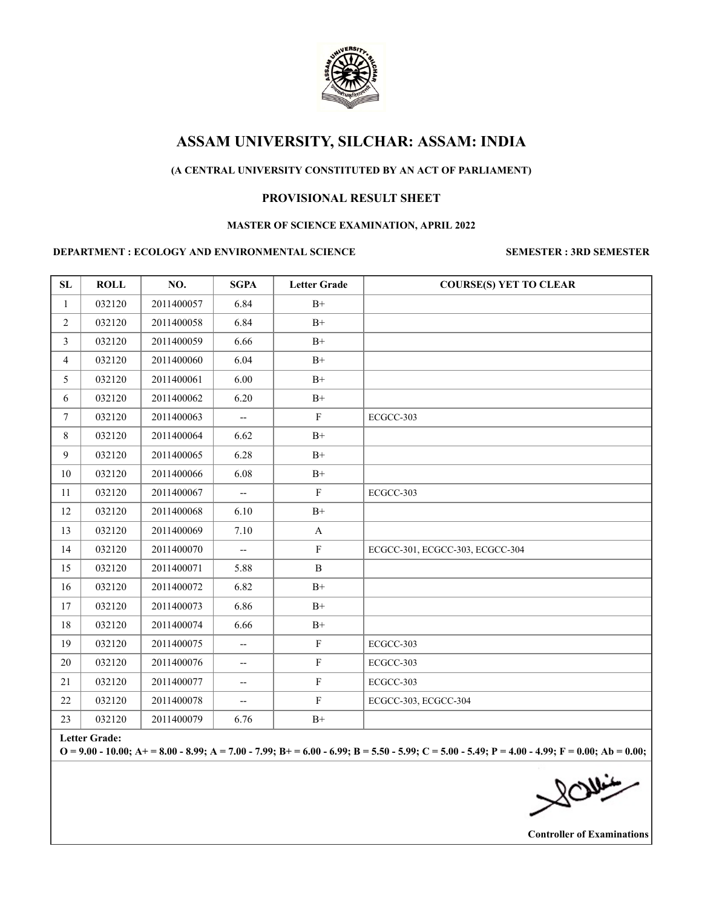# ASSAM UNIVERSITY, SILCHAR: ASSAM: INDIA

**(A CENTRAL UNIVERSITY CONSTITUTED BY AN ACT OF PARLIAMENT)**

**PROVISIONAL RESULT SHEET**

**MASTER OF SCIENCE EXAMINATION, APRIL 2022**

**DEPARTMENT : ECOLOGY AND ENVIRONMENTAL SCIENCE** **SEMESTER : 3RD SEMESTER**

| SL | ROLL | NO. | SGPA | Letter Grade | COURSE(S) YET TO CLEAR |
|---|---|---|---|---|---|
| 1 | 032120 | 2011400057 | 6.84 | B+ | |
| 2 | 032120 | 2011400058 | 6.84 | B+ | |
| 3 | 032120 | 2011400059 | 6.66 | B+ | |
| 4 | 032120 | 2011400060 | 6.04 | B+ | |
| 5 | 032120 | 2011400061 | 6.00 | B+ | |
| 6 | 032120 | 2011400062 | 6.20 | B+ | |
| 7 | 032120 | 2011400063 | -- | F | ECGCC-303 |
| 8 | 032120 | 2011400064 | 6.62 | B+ | |
| 9 | 032120 | 2011400065 | 6.28 | B+ | |
| 10 | 032120 | 2011400066 | 6.08 | B+ | |
| 11 | 032120 | 2011400067 | -- | F | ECGCC-303 |
| 12 | 032120 | 2011400068 | 6.10 | B+ | |
| 13 | 032120 | 2011400069 | 7.10 | A | |
| 14 | 032120 | 2011400070 | -- | F | ECGCC-301, ECGCC-303, ECGCC-304 |
| 15 | 032120 | 2011400071 | 5.88 | B | |
| 16 | 032120 | 2011400072 | 6.82 | B+ | |
| 17 | 032120 | 2011400073 | 6.86 | B+ | |
| 18 | 032120 | 2011400074 | 6.66 | B+ | |
| 19 | 032120 | 2011400075 | -- | F | ECGCC-303 |
| 20 | 032120 | 2011400076 | -- | F | ECGCC-303 |
| 21 | 032120 | 2011400077 | -- | F | ECGCC-303 |
| 22 | 032120 | 2011400078 | -- | F | ECGCC-303, ECGCC-304 |
| 23 | 032120 | 2011400079 | 6.76 | B+ | |

**Letter Grade:**
**O = 9.00 - 10.00; A+ = 8.00 - 8.99; A = 7.00 - 7.99; B+ = 6.00 - 6.99; B = 5.50 - 5.99; C = 5.00 - 5.49; P = 4.00 - 4.99; F = 0.00; Ab = 0.00;**

**Controller of Examinations**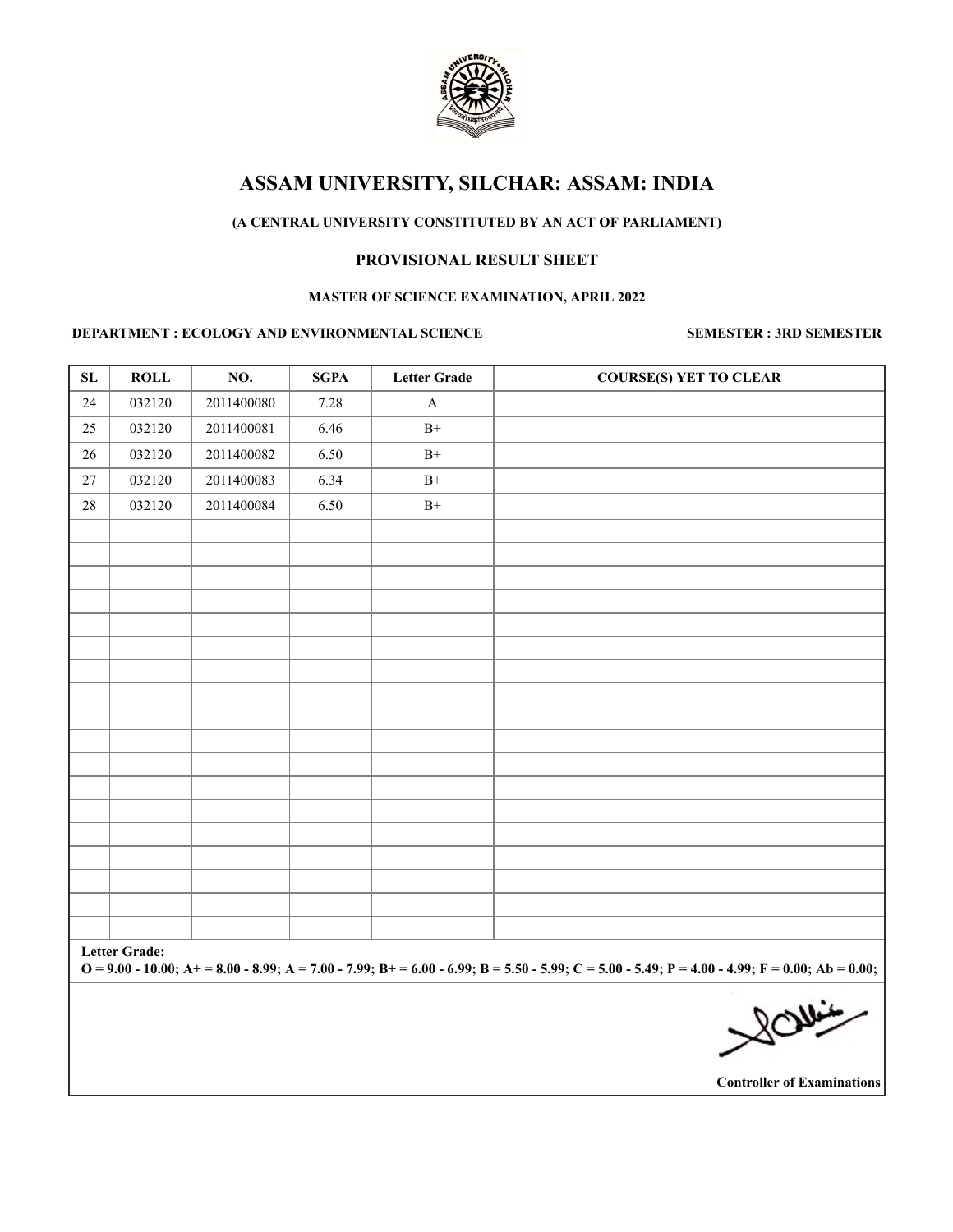# ASSAM UNIVERSITY, SILCHAR: ASSAM: INDIA

**(A CENTRAL UNIVERSITY CONSTITUTED BY AN ACT OF PARLIAMENT)**

## PROVISIONAL RESULT SHEET

**MASTER OF SCIENCE EXAMINATION, APRIL 2022**

**DEPARTMENT : ECOLOGY AND ENVIRONMENTAL SCIENCE** **SEMESTER : 3RD SEMESTER**

| SL | ROLL | NO. | SGPA | Letter Grade | COURSE(S) YET TO CLEAR |
|---|---|---|---|---|---|
| 24 | 032120 | 2011400080 | 7.28 | A | |
| 25 | 032120 | 2011400081 | 6.46 | B+ | |
| 26 | 032120 | 2011400082 | 6.50 | B+ | |
| 27 | 032120 | 2011400083 | 6.34 | B+ | |
| 28 | 032120 | 2011400084 | 6.50 | B+ | |

**Letter Grade:**
**O = 9.00 - 10.00; A+ = 8.00 - 8.99; A = 7.00 - 7.99; B+ = 6.00 - 6.99; B = 5.50 - 5.99; C = 5.00 - 5.49; P = 4.00 - 4.99; F = 0.00; Ab = 0.00;**

**Controller of Examinations**